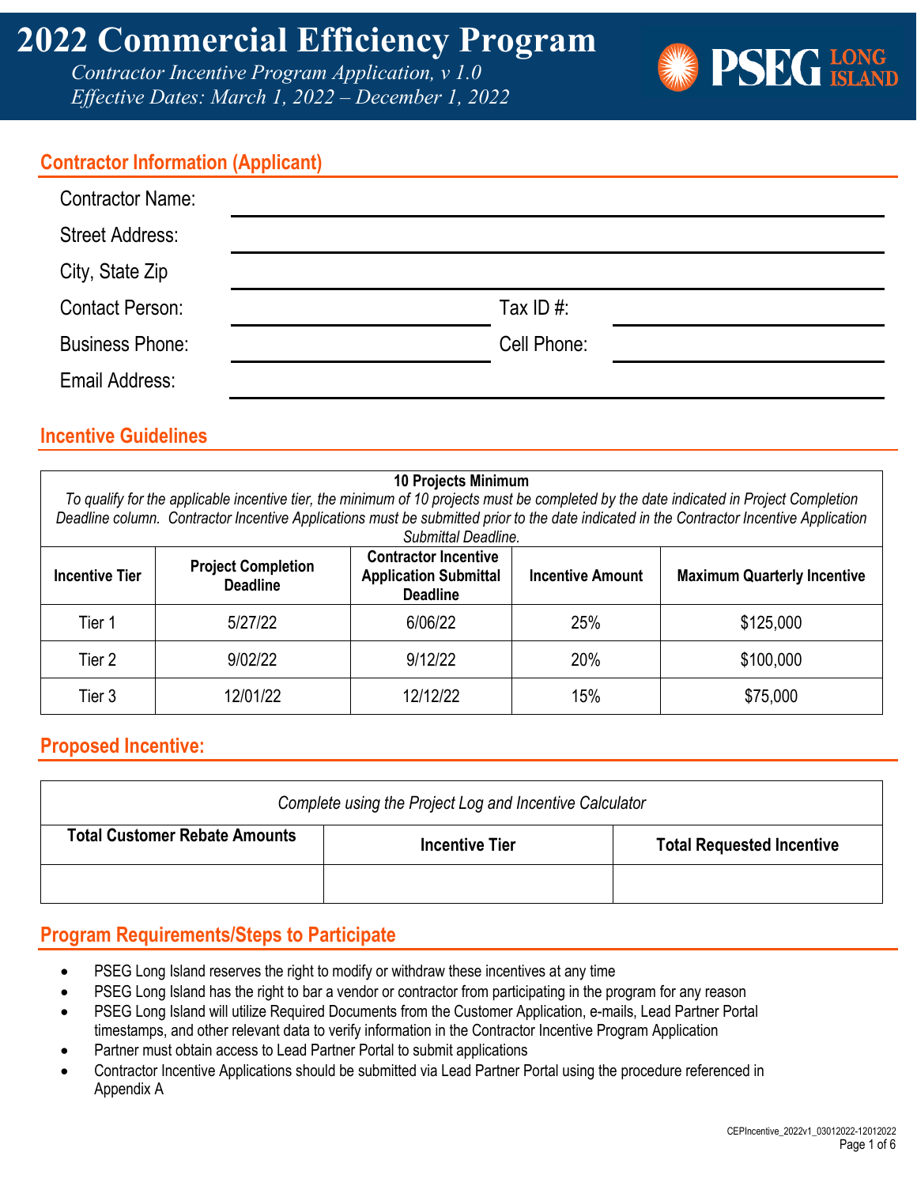# 2022 Commercial Efficiency Program

*Contractor Incentive Program Application, v 1.0*
*Effective Dates: March 1, 2022 – December 1, 2022*

PSEG LONG ISLAND

## Contractor Information (Applicant)

Contractor Name: ______________________

Street Address: ______________________

City, State Zip ______________________

Contact Person: ______________________ Tax ID #: ______________________

Business Phone: ______________________ Cell Phone: ______________________

Email Address: ______________________

## Incentive Guidelines

**10 Projects Minimum**

*To qualify for the applicable incentive tier, the minimum of 10 projects must be completed by the date indicated in Project Completion Deadline column. Contractor Incentive Applications must be submitted prior to the date indicated in the Contractor Incentive Application Submittal Deadline.*

| Incentive Tier | Project Completion Deadline | Contractor Incentive Application Submittal Deadline | Incentive Amount | Maximum Quarterly Incentive |
|---|---|---|---|---|
| Tier 1 | 5/27/22 | 6/06/22 | 25% | $125,000 |
| Tier 2 | 9/02/22 | 9/12/22 | 20% | $100,000 |
| Tier 3 | 12/01/22 | 12/12/22 | 15% | $75,000 |

## Proposed Incentive:

*Complete using the Project Log and Incentive Calculator*

| Total Customer Rebate Amounts | Incentive Tier | Total Requested Incentive |
|---|---|---|
| | | |

## Program Requirements/Steps to Participate

- PSEG Long Island reserves the right to modify or withdraw these incentives at any time
- PSEG Long Island has the right to bar a vendor or contractor from participating in the program for any reason
- PSEG Long Island will utilize Required Documents from the Customer Application, e-mails, Lead Partner Portal timestamps, and other relevant data to verify information in the Contractor Incentive Program Application
- Partner must obtain access to Lead Partner Portal to submit applications
- Contractor Incentive Applications should be submitted via Lead Partner Portal using the procedure referenced in Appendix A

CEPIncentive_2022v1_03012022-12012022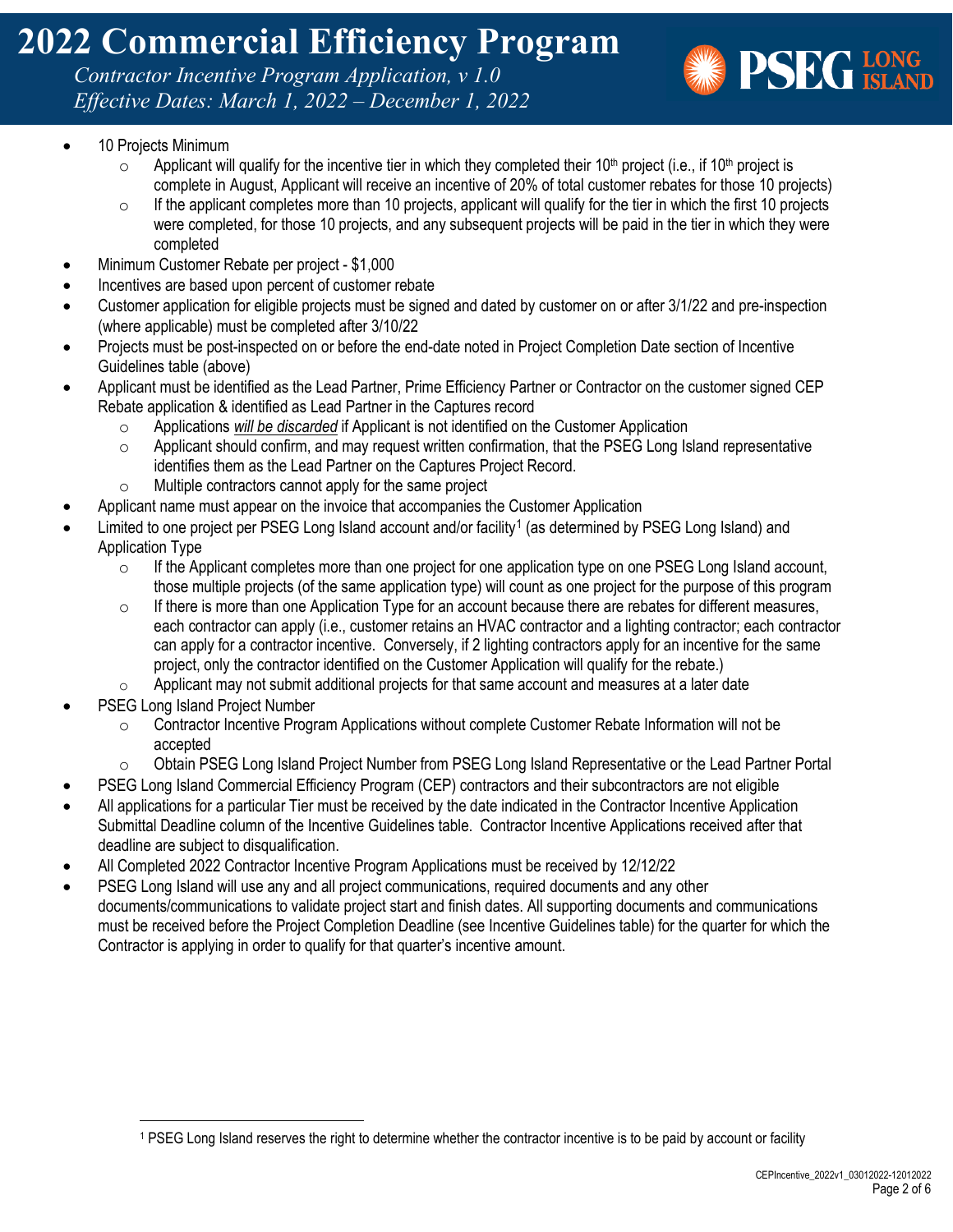- 10 Projects Minimum
  - Applicant will qualify for the incentive tier in which they completed their 10th project (i.e., if 10th project is complete in August, Applicant will receive an incentive of 20% of total customer rebates for those 10 projects)
  - If the applicant completes more than 10 projects, applicant will qualify for the tier in which the first 10 projects were completed, for those 10 projects, and any subsequent projects will be paid in the tier in which they were completed
- Minimum Customer Rebate per project - $1,000
- Incentives are based upon percent of customer rebate
- Customer application for eligible projects must be signed and dated by customer on or after 3/1/22 and pre-inspection (where applicable) must be completed after 3/10/22
- Projects must be post-inspected on or before the end-date noted in Project Completion Date section of Incentive Guidelines table (above)
- Applicant must be identified as the Lead Partner, Prime Efficiency Partner or Contractor on the customer signed CEP Rebate application & identified as Lead Partner in the Captures record
  - Applications *__will be discarded__* if Applicant is not identified on the Customer Application
  - Applicant should confirm, and may request written confirmation, that the PSEG Long Island representative identifies them as the Lead Partner on the Captures Project Record.
  - Multiple contractors cannot apply for the same project
- Applicant name must appear on the invoice that accompanies the Customer Application
- Limited to one project per PSEG Long Island account and/or facility[1] (as determined by PSEG Long Island) and Application Type
  - If the Applicant completes more than one project for one application type on one PSEG Long Island account, those multiple projects (of the same application type) will count as one project for the purpose of this program
  - If there is more than one Application Type for an account because there are rebates for different measures, each contractor can apply (i.e., customer retains an HVAC contractor and a lighting contractor; each contractor can apply for a contractor incentive. Conversely, if 2 lighting contractors apply for an incentive for the same project, only the contractor identified on the Customer Application will qualify for the rebate.)
  - Applicant may not submit additional projects for that same account and measures at a later date
- PSEG Long Island Project Number
  - Contractor Incentive Program Applications without complete Customer Rebate Information will not be accepted
  - Obtain PSEG Long Island Project Number from PSEG Long Island Representative or the Lead Partner Portal
- PSEG Long Island Commercial Efficiency Program (CEP) contractors and their subcontractors are not eligible
- All applications for a particular Tier must be received by the date indicated in the Contractor Incentive Application Submittal Deadline column of the Incentive Guidelines table. Contractor Incentive Applications received after that deadline are subject to disqualification.
- All Completed 2022 Contractor Incentive Program Applications must be received by 12/12/22
- PSEG Long Island will use any and all project communications, required documents and any other documents/communications to validate project start and finish dates. All supporting documents and communications must be received before the Project Completion Deadline (see Incentive Guidelines table) for the quarter for which the Contractor is applying in order to qualify for that quarter's incentive amount.

---

[1] PSEG Long Island reserves the right to determine whether the contractor incentive is to be paid by account or facility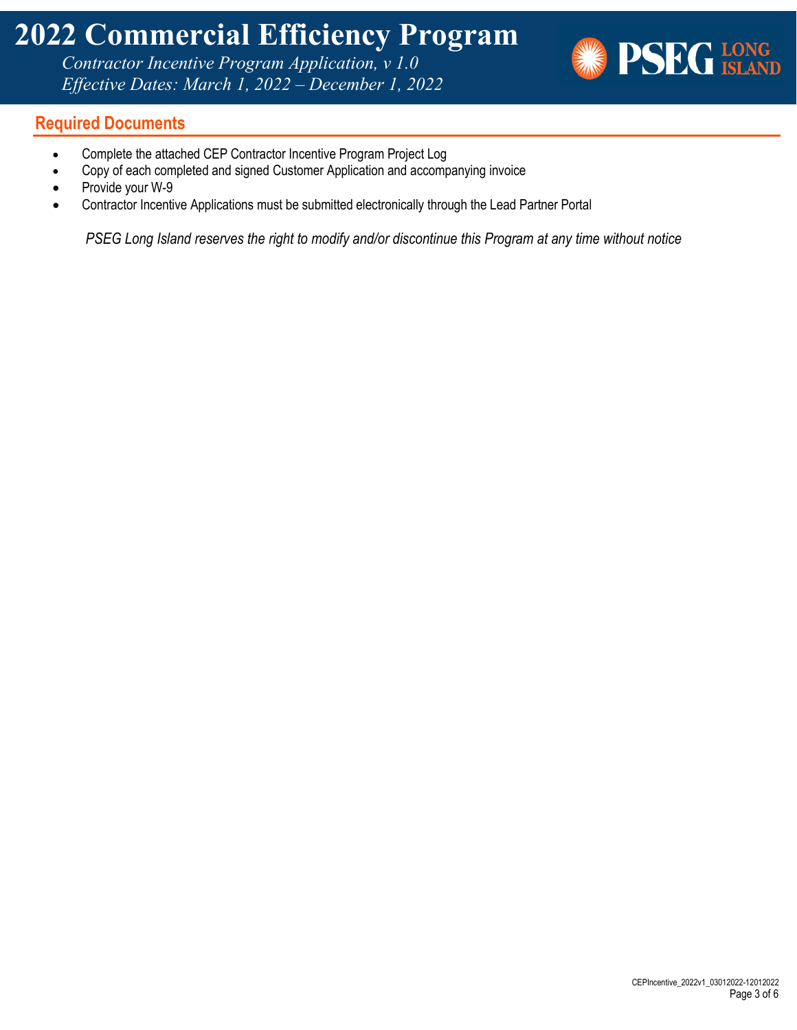# 2022 Commercial Efficiency Program

*Contractor Incentive Program Application, v 1.0*
*Effective Dates: March 1, 2022 – December 1, 2022*

## Required Documents

- Complete the attached CEP Contractor Incentive Program Project Log
- Copy of each completed and signed Customer Application and accompanying invoice
- Provide your W-9
- Contractor Incentive Applications must be submitted electronically through the Lead Partner Portal

*PSEG Long Island reserves the right to modify and/or discontinue this Program at any time without notice*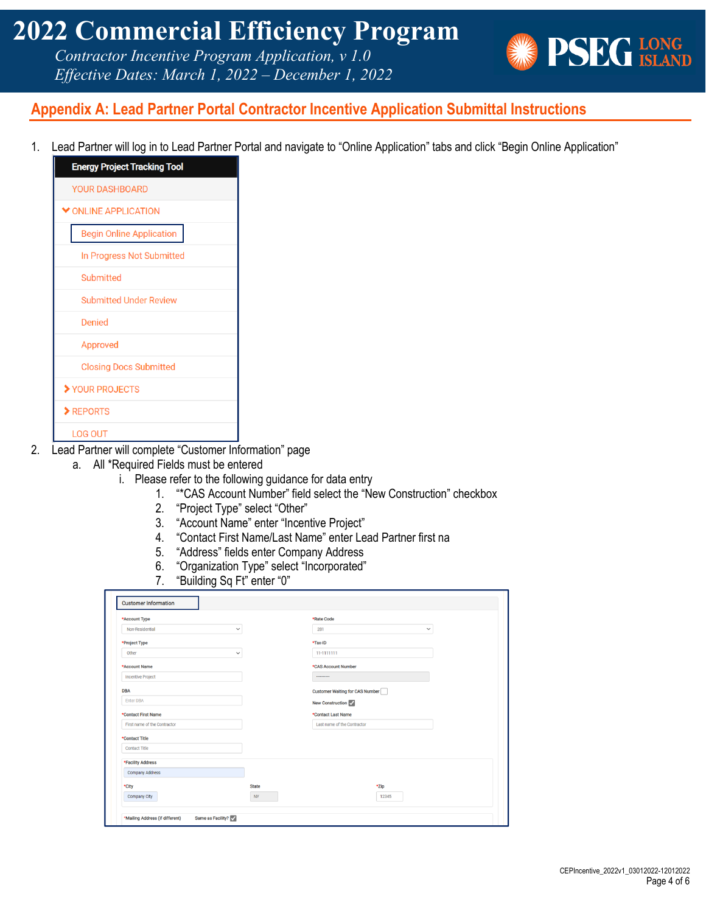## Appendix A: Lead Partner Portal Contractor Incentive Application Submittal Instructions

1. Lead Partner will log in to Lead Partner Portal and navigate to "Online Application" tabs and click "Begin Online Application"

   Energy Project Tracking Tool
   - YOUR DASHBOARD
   - ONLINE APPLICATION
     - Begin Online Application
     - In Progress Not Submitted
     - Submitted
     - Submitted Under Review
     - Denied
     - Approved
     - Closing Docs Submitted
   - YOUR PROJECTS
   - REPORTS
   - LOG OUT

2. Lead Partner will complete "Customer Information" page
   a. All *Required Fields must be entered
      i. Please refer to the following guidance for data entry
         1. "*CAS Account Number" field select the "New Construction" checkbox
         2. "Project Type" select "Other"
         3. "Account Name" enter "Incentive Project"
         4. "Contact First Name/Last Name" enter Lead Partner first na
         5. "Address" fields enter Company Address
         6. "Organization Type" select "Incorporated"
         7. "Building Sq Ft" enter "0"

Customer Information

| Field | Value | Field | Value |
|---|---|---|---|
| *Account Type | Non-Residential | *Rate Code | 281 |
| *Project Type | Other | *Tax-ID | 11-1111111 |
| *Account Name | Incentive Project | *CAS Account Number | ......... |
| DBA | Enter DBA | Customer Waiting for CAS Number | ☐ |
| | | New Construction | ☑ |
| *Contact First Name | First name of the Contractor | *Contact Last Name | Last name of the Contractor |
| *Contact Title | Contact Title | | |
| *Facility Address | Company Address | | |
| *City | Company City | State | NY |
| *Zip | 12345 | | |
| *Mailing Address (if different) | | Same as Facility? | ☑ |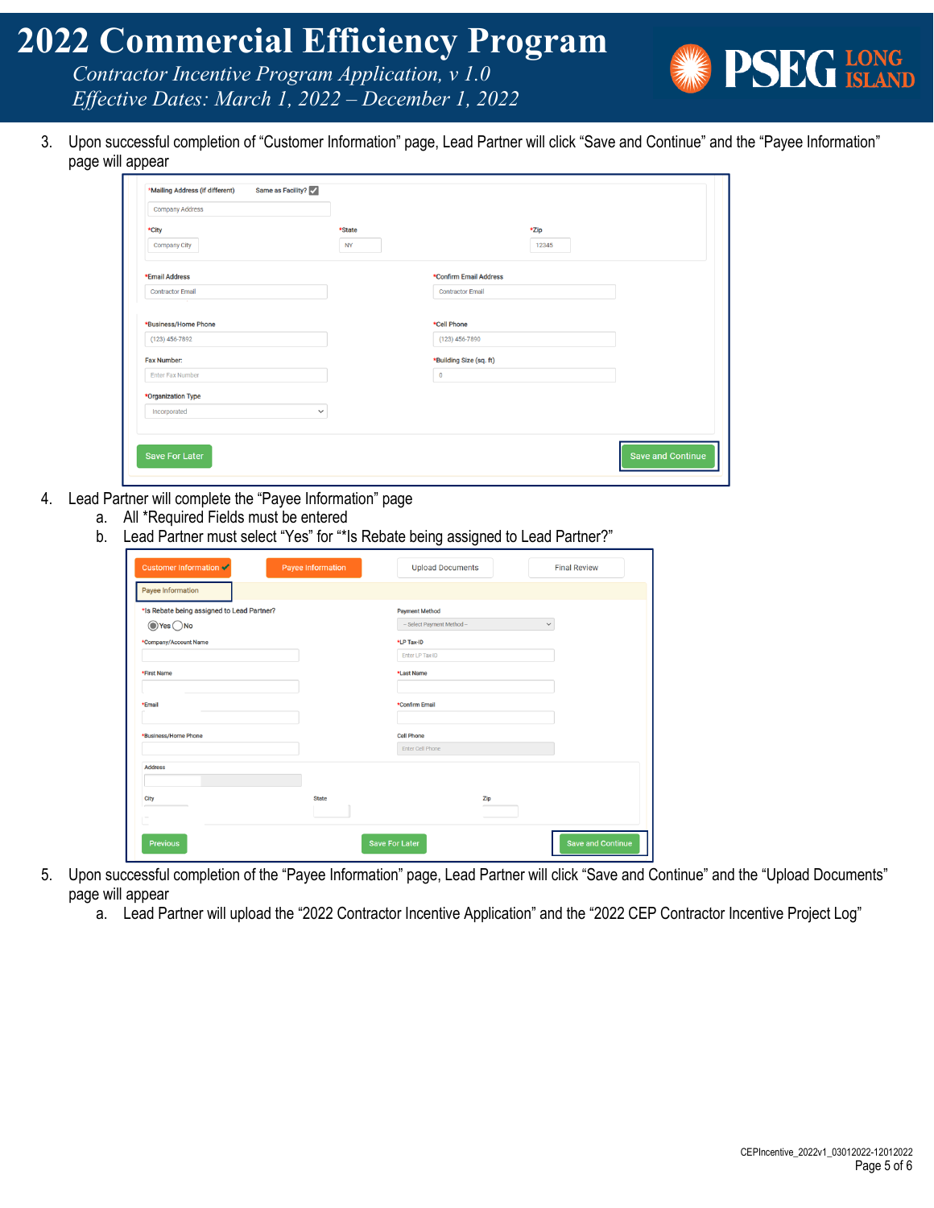3. Upon successful completion of "Customer Information" page, Lead Partner will click "Save and Continue" and the "Payee Information" page will appear

4. Lead Partner will complete the "Payee Information" page
   a. All *Required Fields must be entered
   b. Lead Partner must select "Yes" for "*Is Rebate being assigned to Lead Partner?"

5. Upon successful completion of the "Payee Information" page, Lead Partner will click "Save and Continue" and the "Upload Documents" page will appear
   a. Lead Partner will upload the "2022 Contractor Incentive Application" and the "2022 CEP Contractor Incentive Project Log"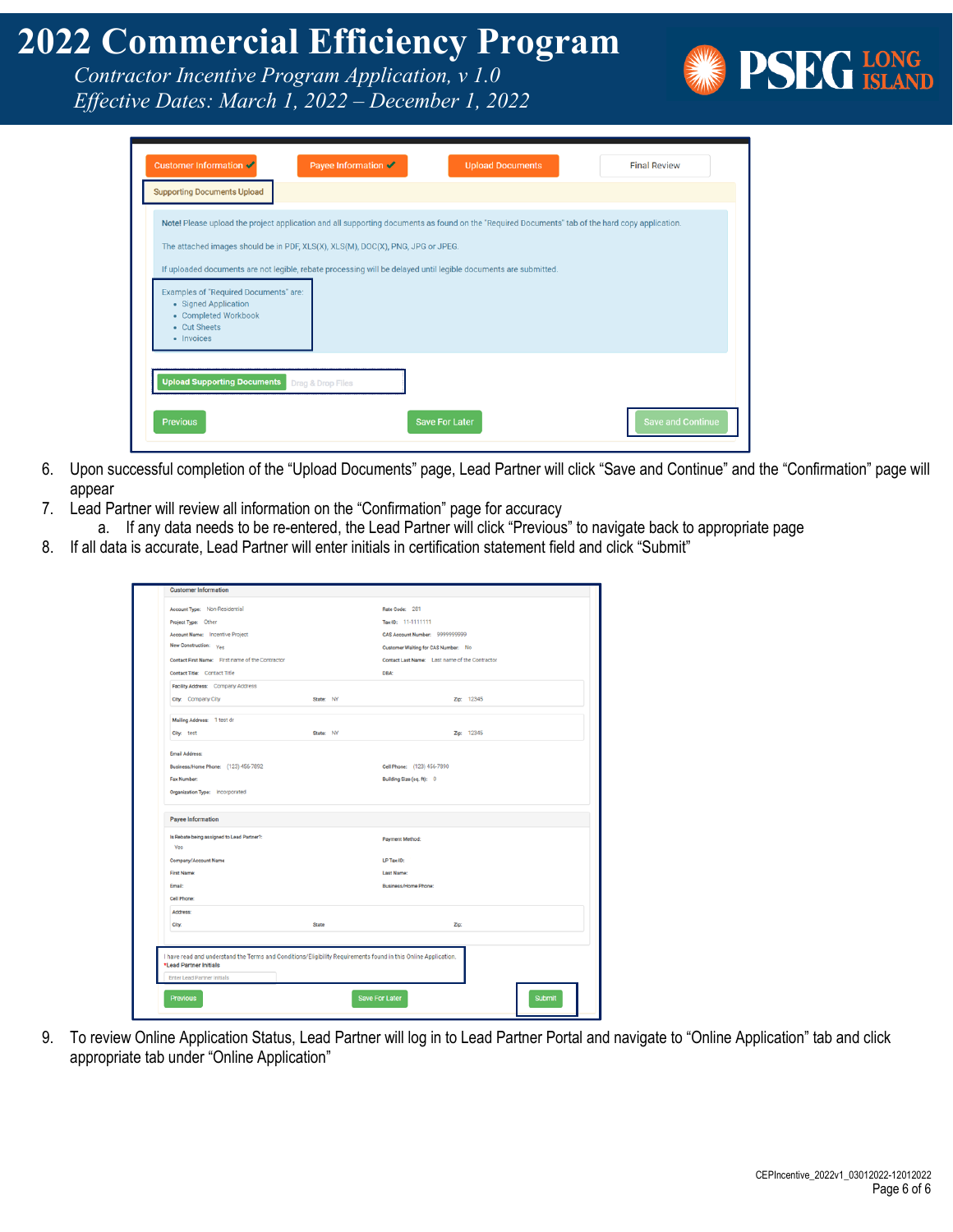6. Upon successful completion of the "Upload Documents" page, Lead Partner will click "Save and Continue" and the "Confirmation" page will appear
7. Lead Partner will review all information on the "Confirmation" page for accuracy
   a. If any data needs to be re-entered, the Lead Partner will click "Previous" to navigate back to appropriate page
8. If all data is accurate, Lead Partner will enter initials in certification statement field and click "Submit"

9. To review Online Application Status, Lead Partner will log in to Lead Partner Portal and navigate to "Online Application" tab and click appropriate tab under "Online Application"